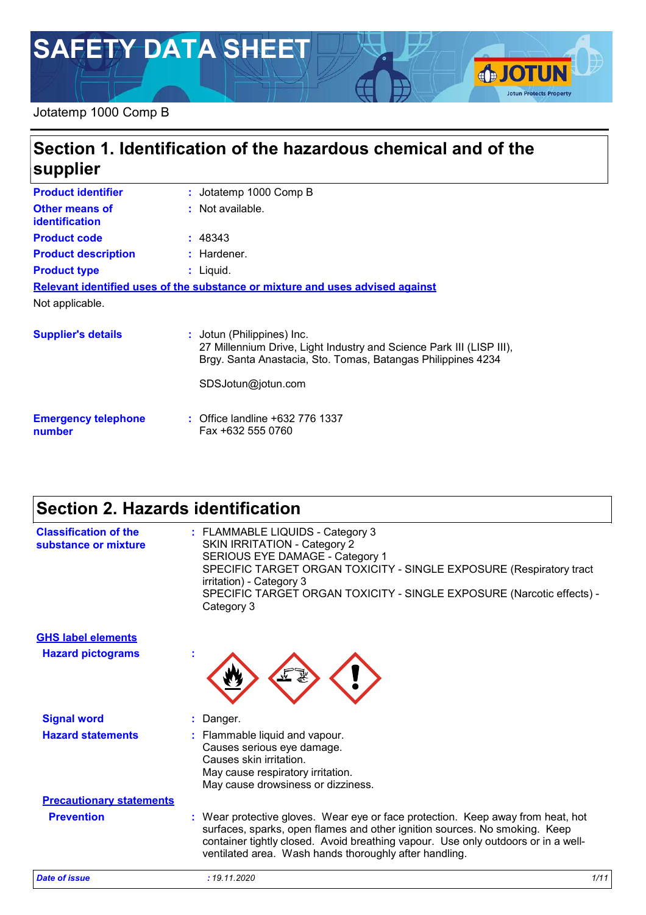# SAFETY DATA SHEET

Jotatemp 1000 Comp B

## Section 1. Identification of the hazardous chemical and of the supplier

| | |
|---|---|
| **Product identifier** | : Jotatemp 1000 Comp B |
| **Other means of identification** | : Not available. |
| **Product code** | : 48343 |
| **Product description** | : Hardener. |
| **Product type** | : Liquid. |

**Relevant identified uses of the substance or mixture and uses advised against**

Not applicable.

**Supplier's details** : Jotun (Philippines) Inc.
27 Millennium Drive, Light Industry and Science Park III (LISP III),
Brgy. Santa Anastacia, Sto. Tomas, Batangas Philippines 4234

SDSJotun@jotun.com

**Emergency telephone number** : Office landline +632 776 1337
Fax +632 555 0760

## Section 2. Hazards identification

**Classification of the substance or mixture** : FLAMMABLE LIQUIDS - Category 3
SKIN IRRITATION - Category 2
SERIOUS EYE DAMAGE - Category 1
SPECIFIC TARGET ORGAN TOXICITY - SINGLE EXPOSURE (Respiratory tract irritation) - Category 3
SPECIFIC TARGET ORGAN TOXICITY - SINGLE EXPOSURE (Narcotic effects) - Category 3

**GHS label elements**

**Hazard pictograms** :

**Signal word** : Danger.

**Hazard statements** : Flammable liquid and vapour.
Causes serious eye damage.
Causes skin irritation.
May cause respiratory irritation.
May cause drowsiness or dizziness.

**Precautionary statements**

**Prevention** : Wear protective gloves. Wear eye or face protection. Keep away from heat, hot surfaces, sparks, open flames and other ignition sources. No smoking. Keep container tightly closed. Avoid breathing vapour. Use only outdoors or in a well-ventilated area. Wash hands thoroughly after handling.

*Date of issue* : 19.11.2020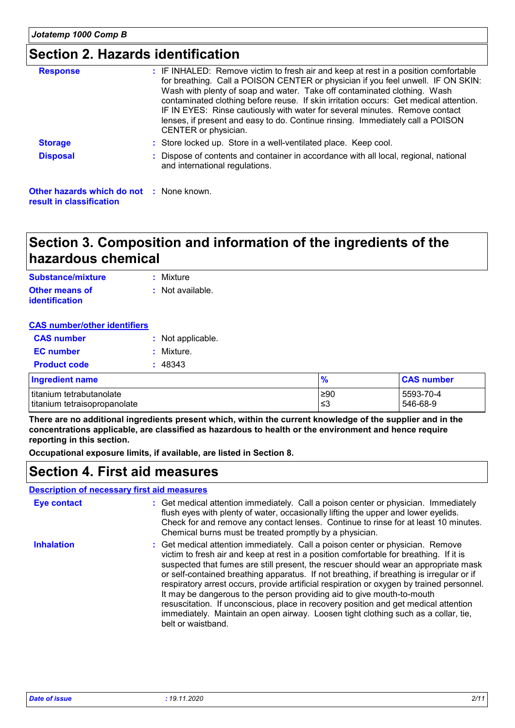## Section 2. Hazards identification

**Response** : IF INHALED: Remove victim to fresh air and keep at rest in a position comfortable for breathing. Call a POISON CENTER or physician if you feel unwell. IF ON SKIN: Wash with plenty of soap and water. Take off contaminated clothing. Wash contaminated clothing before reuse. If skin irritation occurs: Get medical attention. IF IN EYES: Rinse cautiously with water for several minutes. Remove contact lenses, if present and easy to do. Continue rinsing. Immediately call a POISON CENTER or physician.

**Storage** : Store locked up. Store in a well-ventilated place. Keep cool.

**Disposal** : Dispose of contents and container in accordance with all local, regional, national and international regulations.

**Other hazards which do not result in classification** : None known.

## Section 3. Composition and information of the ingredients of the hazardous chemical

**Substance/mixture** : Mixture

**Other means of identification** : Not available.

**CAS number/other identifiers**

**CAS number** : Not applicable.

**EC number** : Mixture.

**Product code** : 48343

| Ingredient name | % | CAS number |
|---|---|---|
| titanium tetrabutanolate | ≥90 | 5593-70-4 |
| titanium tetraisopropanolate | ≤3 | 546-68-9 |

**There are no additional ingredients present which, within the current knowledge of the supplier and in the concentrations applicable, are classified as hazardous to health or the environment and hence require reporting in this section.**

**Occupational exposure limits, if available, are listed in Section 8.**

## Section 4. First aid measures

**Description of necessary first aid measures**

**Eye contact** : Get medical attention immediately. Call a poison center or physician. Immediately flush eyes with plenty of water, occasionally lifting the upper and lower eyelids. Check for and remove any contact lenses. Continue to rinse for at least 10 minutes. Chemical burns must be treated promptly by a physician.

**Inhalation** : Get medical attention immediately. Call a poison center or physician. Remove victim to fresh air and keep at rest in a position comfortable for breathing. If it is suspected that fumes are still present, the rescuer should wear an appropriate mask or self-contained breathing apparatus. If not breathing, if breathing is irregular or if respiratory arrest occurs, provide artificial respiration or oxygen by trained personnel. It may be dangerous to the person providing aid to give mouth-to-mouth resuscitation. If unconscious, place in recovery position and get medical attention immediately. Maintain an open airway. Loosen tight clothing such as a collar, tie, belt or waistband.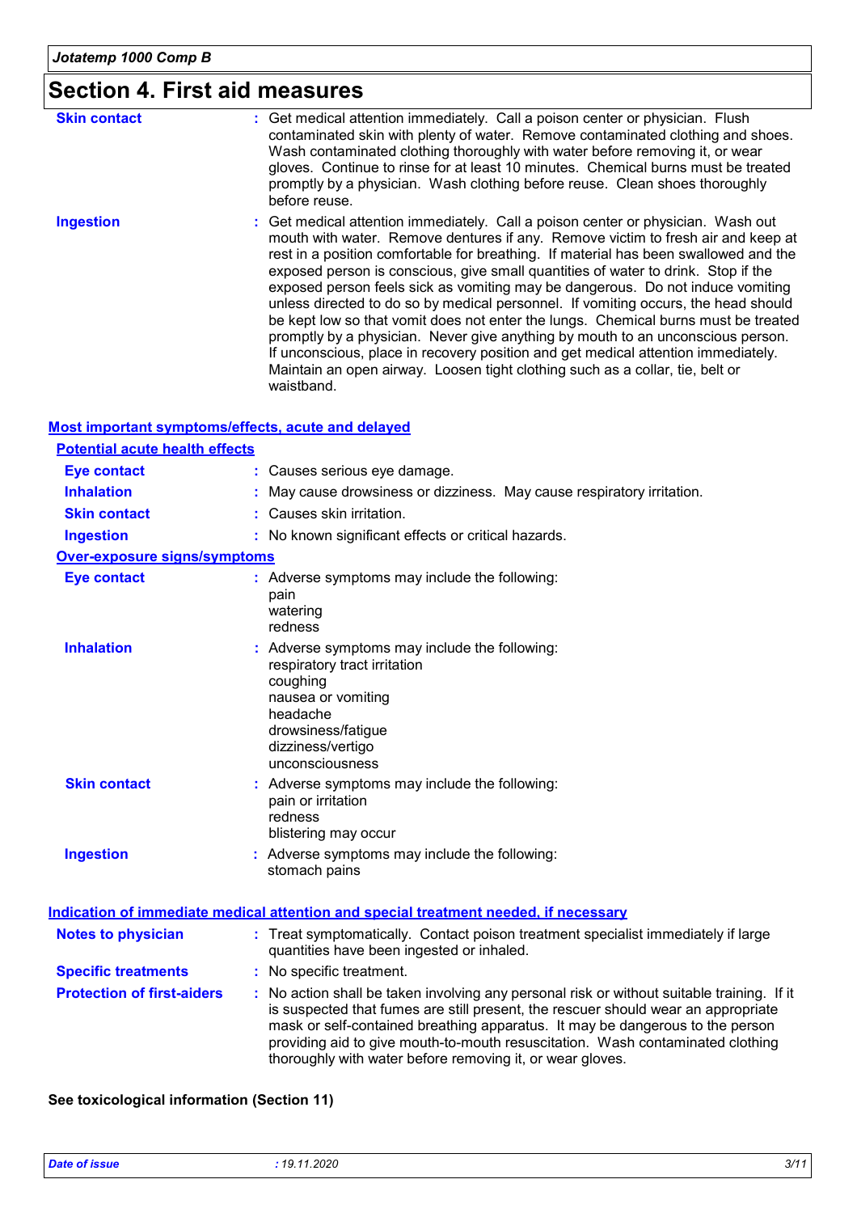# Section 4. First aid measures

| | |
|---|---|
| **Skin contact** | Get medical attention immediately. Call a poison center or physician. Flush contaminated skin with plenty of water. Remove contaminated clothing and shoes. Wash contaminated clothing thoroughly with water before removing it, or wear gloves. Continue to rinse for at least 10 minutes. Chemical burns must be treated promptly by a physician. Wash clothing before reuse. Clean shoes thoroughly before reuse. |
| **Ingestion** | Get medical attention immediately. Call a poison center or physician. Wash out mouth with water. Remove dentures if any. Remove victim to fresh air and keep at rest in a position comfortable for breathing. If material has been swallowed and the exposed person is conscious, give small quantities of water to drink. Stop if the exposed person feels sick as vomiting may be dangerous. Do not induce vomiting unless directed to do so by medical personnel. If vomiting occurs, the head should be kept low so that vomit does not enter the lungs. Chemical burns must be treated promptly by a physician. Never give anything by mouth to an unconscious person. If unconscious, place in recovery position and get medical attention immediately. Maintain an open airway. Loosen tight clothing such as a collar, tie, belt or waistband. |

## Most important symptoms/effects, acute and delayed

### Potential acute health effects

| | |
|---|---|
| **Eye contact** | Causes serious eye damage. |
| **Inhalation** | May cause drowsiness or dizziness. May cause respiratory irritation. |
| **Skin contact** | Causes skin irritation. |
| **Ingestion** | No known significant effects or critical hazards. |

### Over-exposure signs/symptoms

| | |
|---|---|
| **Eye contact** | Adverse symptoms may include the following:<br>pain<br>watering<br>redness |
| **Inhalation** | Adverse symptoms may include the following:<br>respiratory tract irritation<br>coughing<br>nausea or vomiting<br>headache<br>drowsiness/fatigue<br>dizziness/vertigo<br>unconsciousness |
| **Skin contact** | Adverse symptoms may include the following:<br>pain or irritation<br>redness<br>blistering may occur |
| **Ingestion** | Adverse symptoms may include the following:<br>stomach pains |

## Indication of immediate medical attention and special treatment needed, if necessary

| | |
|---|---|
| **Notes to physician** | Treat symptomatically. Contact poison treatment specialist immediately if large quantities have been ingested or inhaled. |
| **Specific treatments** | No specific treatment. |
| **Protection of first-aiders** | No action shall be taken involving any personal risk or without suitable training. If it is suspected that fumes are still present, the rescuer should wear an appropriate mask or self-contained breathing apparatus. It may be dangerous to the person providing aid to give mouth-to-mouth resuscitation. Wash contaminated clothing thoroughly with water before removing it, or wear gloves. |

**See toxicological information (Section 11)**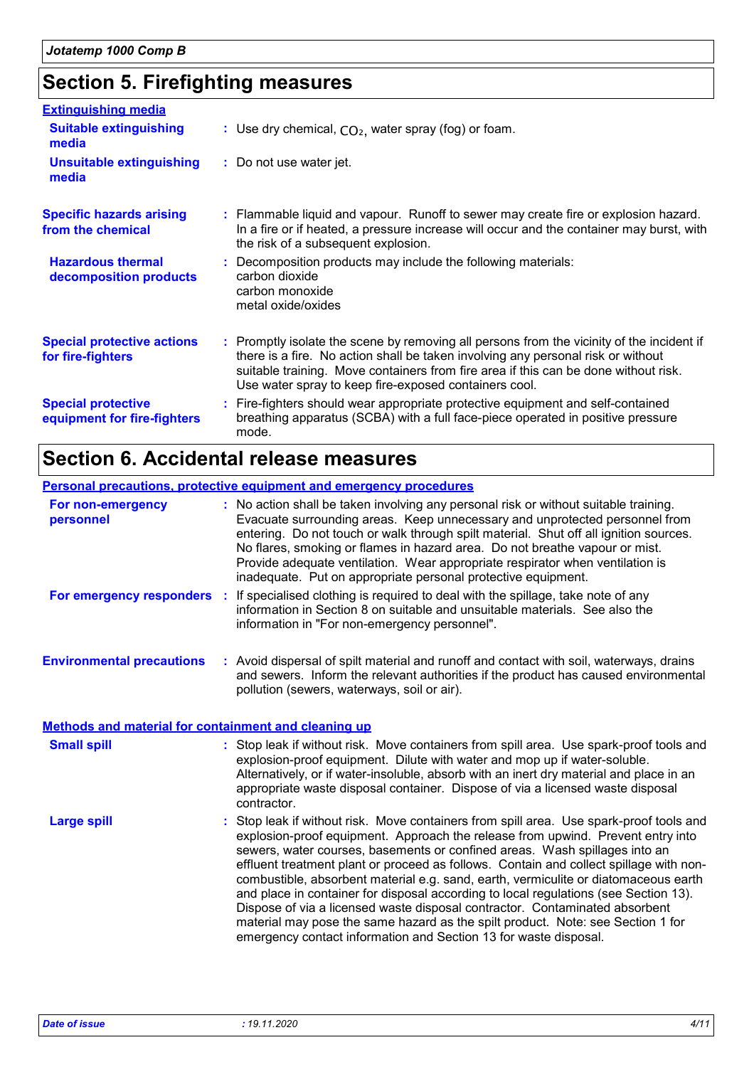## Section 5. Firefighting measures

### Extinguishing media

**Suitable extinguishing media** : Use dry chemical, $CO_2$, water spray (fog) or foam.

**Unsuitable extinguishing media** : Do not use water jet.

**Specific hazards arising from the chemical** : Flammable liquid and vapour. Runoff to sewer may create fire or explosion hazard. In a fire or if heated, a pressure increase will occur and the container may burst, with the risk of a subsequent explosion.

**Hazardous thermal decomposition products** : Decomposition products may include the following materials:
carbon dioxide
carbon monoxide
metal oxide/oxides

**Special protective actions for fire-fighters** : Promptly isolate the scene by removing all persons from the vicinity of the incident if there is a fire. No action shall be taken involving any personal risk or without suitable training. Move containers from fire area if this can be done without risk. Use water spray to keep fire-exposed containers cool.

**Special protective equipment for fire-fighters** : Fire-fighters should wear appropriate protective equipment and self-contained breathing apparatus (SCBA) with a full face-piece operated in positive pressure mode.

## Section 6. Accidental release measures

### Personal precautions, protective equipment and emergency procedures

**For non-emergency personnel** : No action shall be taken involving any personal risk or without suitable training. Evacuate surrounding areas. Keep unnecessary and unprotected personnel from entering. Do not touch or walk through spilt material. Shut off all ignition sources. No flares, smoking or flames in hazard area. Do not breathe vapour or mist. Provide adequate ventilation. Wear appropriate respirator when ventilation is inadequate. Put on appropriate personal protective equipment.

**For emergency responders** : If specialised clothing is required to deal with the spillage, take note of any information in Section 8 on suitable and unsuitable materials. See also the information in "For non-emergency personnel".

**Environmental precautions** : Avoid dispersal of spilt material and runoff and contact with soil, waterways, drains and sewers. Inform the relevant authorities if the product has caused environmental pollution (sewers, waterways, soil or air).

### Methods and material for containment and cleaning up

**Small spill** : Stop leak if without risk. Move containers from spill area. Use spark-proof tools and explosion-proof equipment. Dilute with water and mop up if water-soluble. Alternatively, or if water-insoluble, absorb with an inert dry material and place in an appropriate waste disposal container. Dispose of via a licensed waste disposal contractor.

**Large spill** : Stop leak if without risk. Move containers from spill area. Use spark-proof tools and explosion-proof equipment. Approach the release from upwind. Prevent entry into sewers, water courses, basements or confined areas. Wash spillages into an effluent treatment plant or proceed as follows. Contain and collect spillage with non-combustible, absorbent material e.g. sand, earth, vermiculite or diatomaceous earth and place in container for disposal according to local regulations (see Section 13). Dispose of via a licensed waste disposal contractor. Contaminated absorbent material may pose the same hazard as the spilt product. Note: see Section 1 for emergency contact information and Section 13 for waste disposal.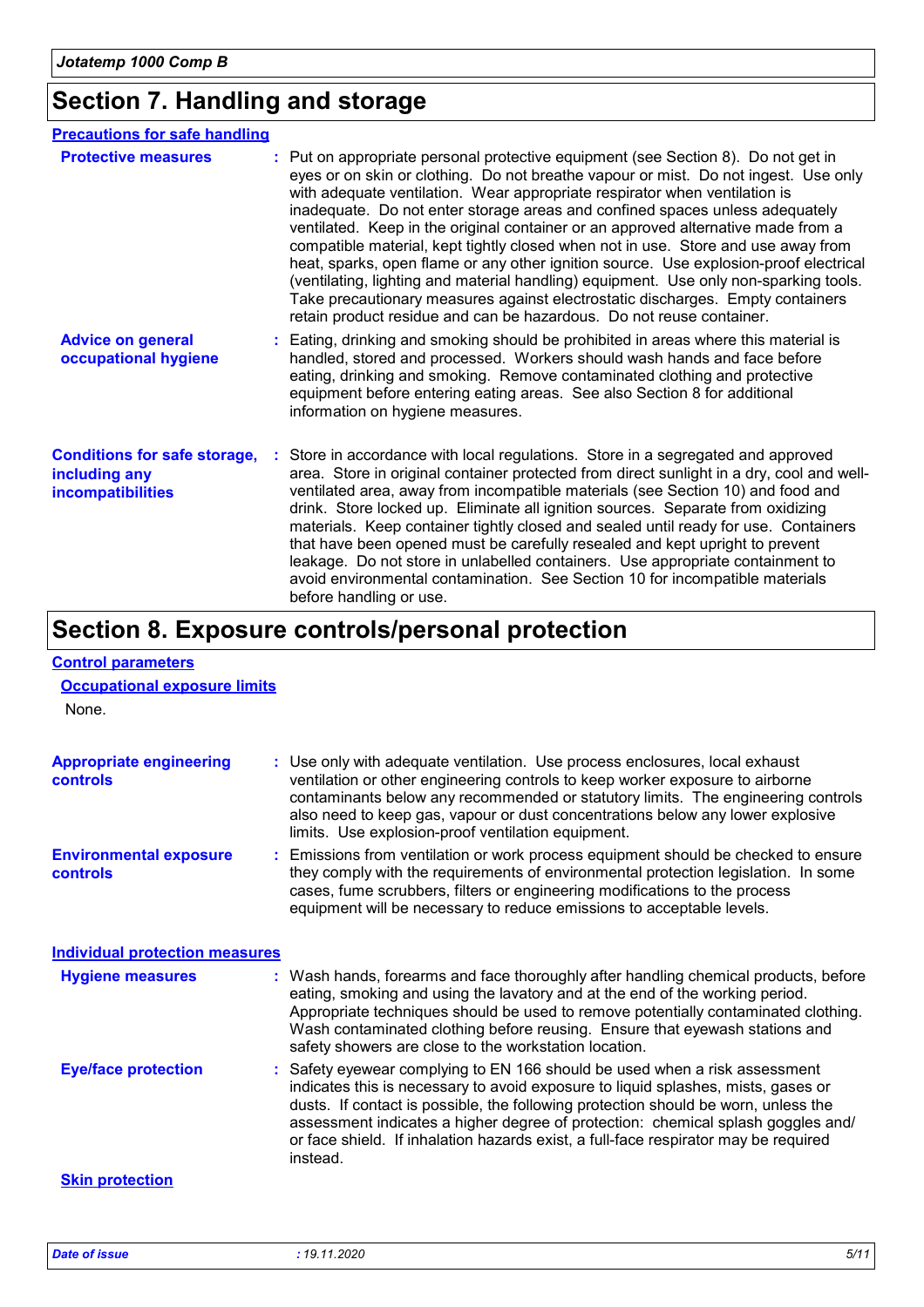# Section 7. Handling and storage

## Precautions for safe handling

**Protective measures** : Put on appropriate personal protective equipment (see Section 8). Do not get in eyes or on skin or clothing. Do not breathe vapour or mist. Do not ingest. Use only with adequate ventilation. Wear appropriate respirator when ventilation is inadequate. Do not enter storage areas and confined spaces unless adequately ventilated. Keep in the original container or an approved alternative made from a compatible material, kept tightly closed when not in use. Store and use away from heat, sparks, open flame or any other ignition source. Use explosion-proof electrical (ventilating, lighting and material handling) equipment. Use only non-sparking tools. Take precautionary measures against electrostatic discharges. Empty containers retain product residue and can be hazardous. Do not reuse container.

**Advice on general occupational hygiene** : Eating, drinking and smoking should be prohibited in areas where this material is handled, stored and processed. Workers should wash hands and face before eating, drinking and smoking. Remove contaminated clothing and protective equipment before entering eating areas. See also Section 8 for additional information on hygiene measures.

**Conditions for safe storage, including any incompatibilities** : Store in accordance with local regulations. Store in a segregated and approved area. Store in original container protected from direct sunlight in a dry, cool and well-ventilated area, away from incompatible materials (see Section 10) and food and drink. Store locked up. Eliminate all ignition sources. Separate from oxidizing materials. Keep container tightly closed and sealed until ready for use. Containers that have been opened must be carefully resealed and kept upright to prevent leakage. Do not store in unlabelled containers. Use appropriate containment to avoid environmental contamination. See Section 10 for incompatible materials before handling or use.

# Section 8. Exposure controls/personal protection

## Control parameters

### Occupational exposure limits

None.

**Appropriate engineering controls** : Use only with adequate ventilation. Use process enclosures, local exhaust ventilation or other engineering controls to keep worker exposure to airborne contaminants below any recommended or statutory limits. The engineering controls also need to keep gas, vapour or dust concentrations below any lower explosive limits. Use explosion-proof ventilation equipment.

**Environmental exposure controls** : Emissions from ventilation or work process equipment should be checked to ensure they comply with the requirements of environmental protection legislation. In some cases, fume scrubbers, filters or engineering modifications to the process equipment will be necessary to reduce emissions to acceptable levels.

## Individual protection measures

**Hygiene measures** : Wash hands, forearms and face thoroughly after handling chemical products, before eating, smoking and using the lavatory and at the end of the working period. Appropriate techniques should be used to remove potentially contaminated clothing. Wash contaminated clothing before reusing. Ensure that eyewash stations and safety showers are close to the workstation location.

**Eye/face protection** : Safety eyewear complying to EN 166 should be used when a risk assessment indicates this is necessary to avoid exposure to liquid splashes, mists, gases or dusts. If contact is possible, the following protection should be worn, unless the assessment indicates a higher degree of protection: chemical splash goggles and/ or face shield. If inhalation hazards exist, a full-face respirator may be required instead.

### Skin protection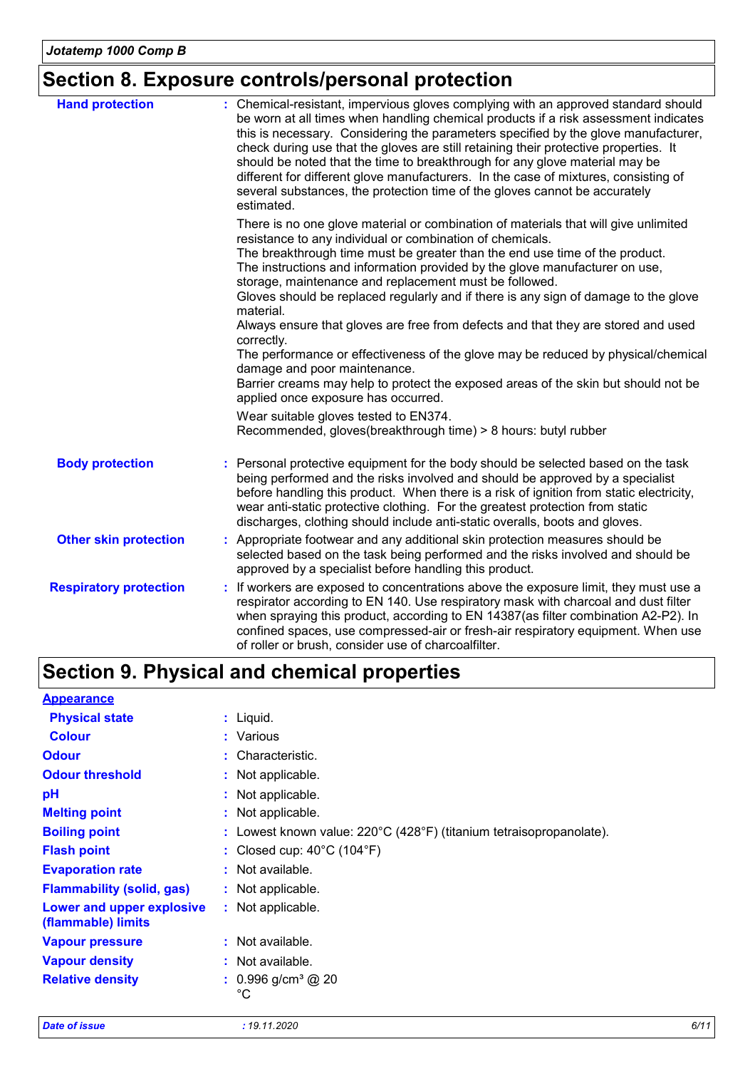## Section 8. Exposure controls/personal protection

| | |
|---|---|
| **Hand protection** | Chemical-resistant, impervious gloves complying with an approved standard should be worn at all times when handling chemical products if a risk assessment indicates this is necessary. Considering the parameters specified by the glove manufacturer, check during use that the gloves are still retaining their protective properties. It should be noted that the time to breakthrough for any glove material may be different for different glove manufacturers. In the case of mixtures, consisting of several substances, the protection time of the gloves cannot be accurately estimated.<br><br>There is no one glove material or combination of materials that will give unlimited resistance to any individual or combination of chemicals.<br>The breakthrough time must be greater than the end use time of the product.<br>The instructions and information provided by the glove manufacturer on use, storage, maintenance and replacement must be followed.<br>Gloves should be replaced regularly and if there is any sign of damage to the glove material.<br>Always ensure that gloves are free from defects and that they are stored and used correctly.<br>The performance or effectiveness of the glove may be reduced by physical/chemical damage and poor maintenance.<br>Barrier creams may help to protect the exposed areas of the skin but should not be applied once exposure has occurred.<br><br>Wear suitable gloves tested to EN374.<br>Recommended, gloves(breakthrough time) > 8 hours: butyl rubber |
| **Body protection** | Personal protective equipment for the body should be selected based on the task being performed and the risks involved and should be approved by a specialist before handling this product. When there is a risk of ignition from static electricity, wear anti-static protective clothing. For the greatest protection from static discharges, clothing should include anti-static overalls, boots and gloves. |
| **Other skin protection** | Appropriate footwear and any additional skin protection measures should be selected based on the task being performed and the risks involved and should be approved by a specialist before handling this product. |
| **Respiratory protection** | If workers are exposed to concentrations above the exposure limit, they must use a respirator according to EN 140. Use respiratory mask with charcoal and dust filter when spraying this product, according to EN 14387(as filter combination A2-P2). In confined spaces, use compressed-air or fresh-air respiratory equipment. When use of roller or brush, consider use of charcoalfilter. |

## Section 9. Physical and chemical properties

**Appearance**

| | |
|---|---|
| **Physical state** | Liquid. |
| **Colour** | Various |
| **Odour** | Characteristic. |
| **Odour threshold** | Not applicable. |
| **pH** | Not applicable. |
| **Melting point** | Not applicable. |
| **Boiling point** | Lowest known value: 220°C (428°F) (titanium tetraisopropanolate). |
| **Flash point** | Closed cup: 40°C (104°F) |
| **Evaporation rate** | Not available. |
| **Flammability (solid, gas)** | Not applicable. |
| **Lower and upper explosive (flammable) limits** | Not applicable. |
| **Vapour pressure** | Not available. |
| **Vapour density** | Not available. |
| **Relative density** | 0.996 g/cm³ @ 20 °C |

*Date of issue* : 19.11.2020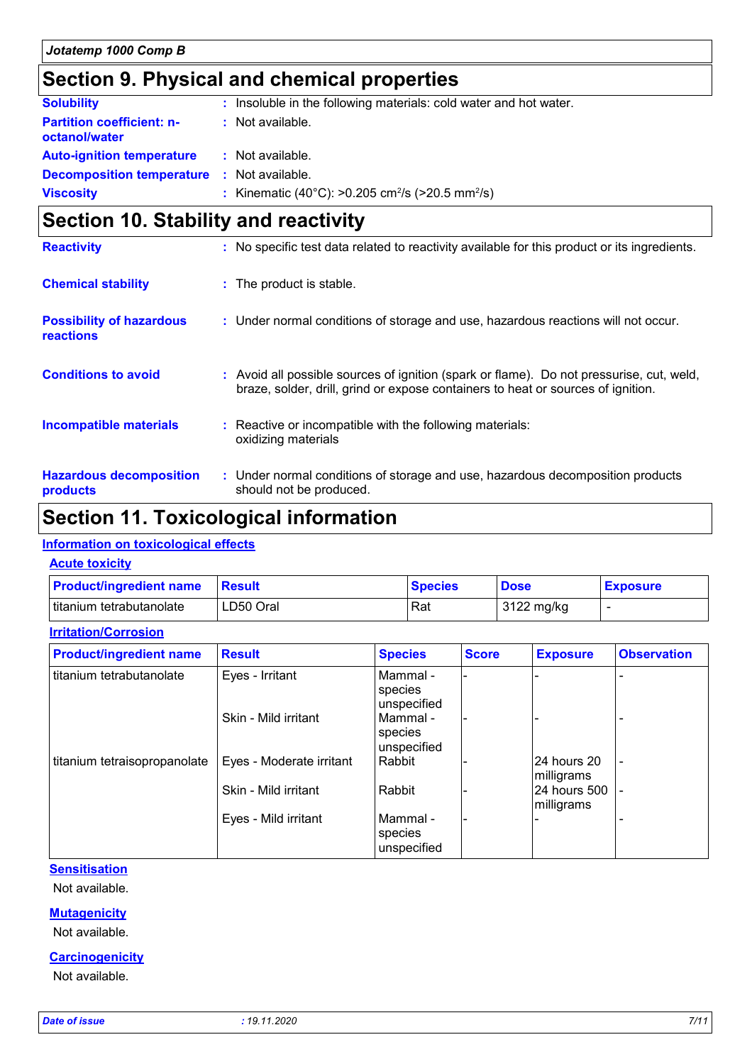## Section 9. Physical and chemical properties

**Solubility** : Insoluble in the following materials: cold water and hot water.

**Partition coefficient: n-octanol/water** : Not available.

**Auto-ignition temperature** : Not available.

**Decomposition temperature** : Not available.

**Viscosity** : Kinematic (40°C): >0.205 $cm^2$/s (>20.5 $mm^2$/s)

## Section 10. Stability and reactivity

**Reactivity** : No specific test data related to reactivity available for this product or its ingredients.

**Chemical stability** : The product is stable.

**Possibility of hazardous reactions** : Under normal conditions of storage and use, hazardous reactions will not occur.

**Conditions to avoid** : Avoid all possible sources of ignition (spark or flame). Do not pressurise, cut, weld, braze, solder, drill, grind or expose containers to heat or sources of ignition.

**Incompatible materials** : Reactive or incompatible with the following materials: oxidizing materials

**Hazardous decomposition products** : Under normal conditions of storage and use, hazardous decomposition products should not be produced.

## Section 11. Toxicological information

### Information on toxicological effects

#### Acute toxicity

| Product/ingredient name | Result | Species | Dose | Exposure |
|---|---|---|---|---|
| titanium tetrabutanolate | LD50 Oral | Rat | 3122 mg/kg | - |

#### Irritation/Corrosion

| Product/ingredient name | Result | Species | Score | Exposure | Observation |
|---|---|---|---|---|---|
| titanium tetrabutanolate | Eyes - Irritant | Mammal - species unspecified | - | - | - |
| | Skin - Mild irritant | Mammal - species unspecified | - | - | - |
| titanium tetraisopropanolate | Eyes - Moderate irritant | Rabbit | - | 24 hours 20 milligrams | - |
| | Skin - Mild irritant | Rabbit | - | 24 hours 500 milligrams | - |
| | Eyes - Mild irritant | Mammal - species unspecified | - | - | - |

#### Sensitisation

Not available.

#### Mutagenicity

Not available.

#### Carcinogenicity

Not available.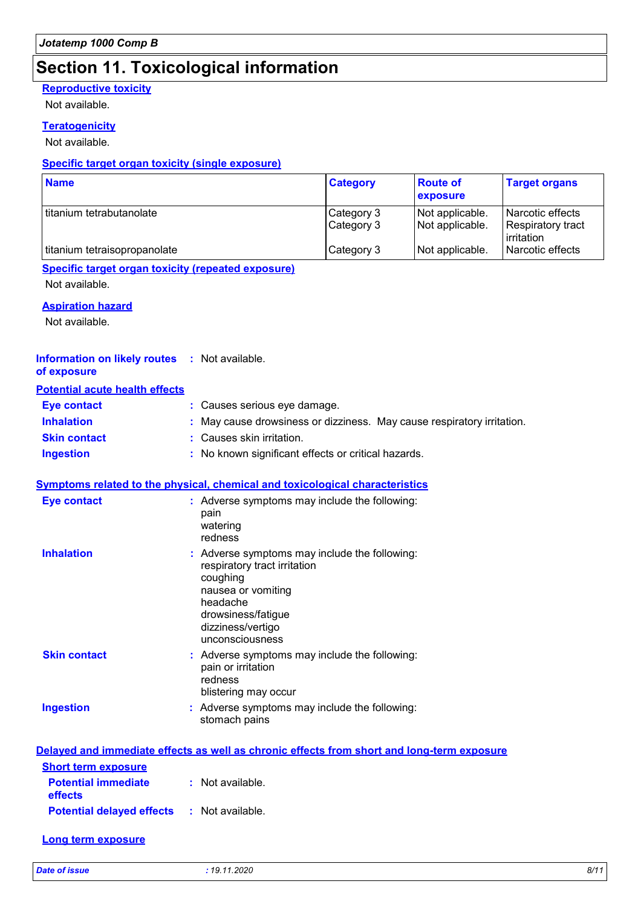## Section 11. Toxicological information

**Reproductive toxicity**

Not available.

**Teratogenicity**

Not available.

**Specific target organ toxicity (single exposure)**

| Name | Category | Route of exposure | Target organs |
|---|---|---|---|
| titanium tetrabutanolate | Category 3 | Not applicable. | Narcotic effects |
| | Category 3 | Not applicable. | Respiratory tract irritation |
| titanium tetraisopropanolate | Category 3 | Not applicable. | Narcotic effects |

**Specific target organ toxicity (repeated exposure)**

Not available.

**Aspiration hazard**

Not available.

**Information on likely routes of exposure** : Not available.

**Potential acute health effects**

- **Eye contact** : Causes serious eye damage.
- **Inhalation** : May cause drowsiness or dizziness. May cause respiratory irritation.
- **Skin contact** : Causes skin irritation.
- **Ingestion** : No known significant effects or critical hazards.

**Symptoms related to the physical, chemical and toxicological characteristics**

**Eye contact** : Adverse symptoms may include the following:
pain
watering
redness

**Inhalation** : Adverse symptoms may include the following:
respiratory tract irritation
coughing
nausea or vomiting
headache
drowsiness/fatigue
dizziness/vertigo
unconsciousness

**Skin contact** : Adverse symptoms may include the following:
pain or irritation
redness
blistering may occur

**Ingestion** : Adverse symptoms may include the following:
stomach pains

**Delayed and immediate effects as well as chronic effects from short and long-term exposure**

**Short term exposure**

- **Potential immediate effects** : Not available.
- **Potential delayed effects** : Not available.

**Long term exposure**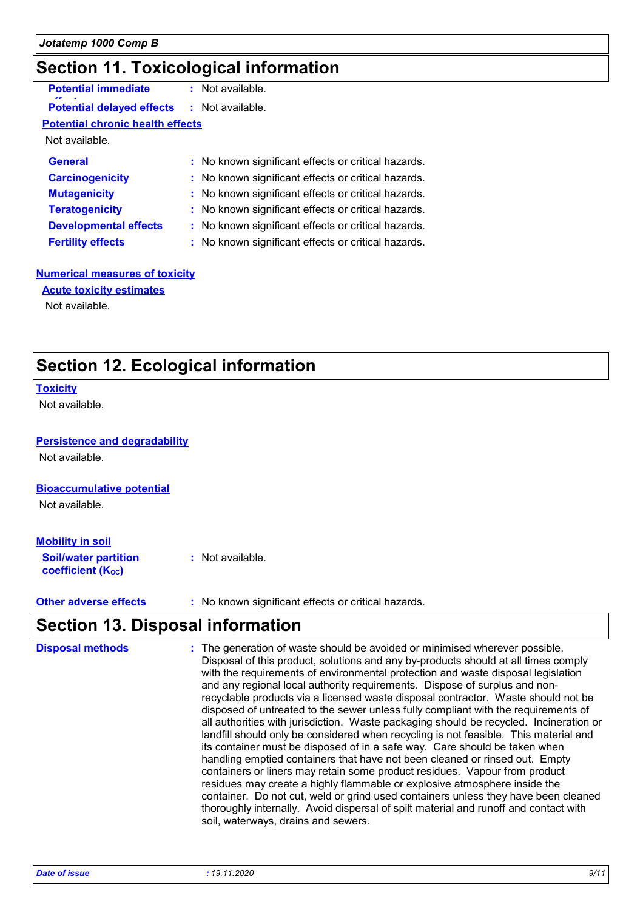## Section 11. Toxicological information

**Potential immediate effects** : Not available.

**Potential delayed effects** : Not available.

**Potential chronic health effects**

Not available.

**General** : No known significant effects or critical hazards.

**Carcinogenicity** : No known significant effects or critical hazards.

**Mutagenicity** : No known significant effects or critical hazards.

**Teratogenicity** : No known significant effects or critical hazards.

**Developmental effects** : No known significant effects or critical hazards.

**Fertility effects** : No known significant effects or critical hazards.

**Numerical measures of toxicity**

**Acute toxicity estimates**

Not available.

## Section 12. Ecological information

**Toxicity**

Not available.

**Persistence and degradability**

Not available.

**Bioaccumulative potential**

Not available.

**Mobility in soil**

**Soil/water partition coefficient ($K_{OC}$)** : Not available.

**Other adverse effects** : No known significant effects or critical hazards.

## Section 13. Disposal information

**Disposal methods** : The generation of waste should be avoided or minimised wherever possible. Disposal of this product, solutions and any by-products should at all times comply with the requirements of environmental protection and waste disposal legislation and any regional local authority requirements. Dispose of surplus and non-recyclable products via a licensed waste disposal contractor. Waste should not be disposed of untreated to the sewer unless fully compliant with the requirements of all authorities with jurisdiction. Waste packaging should be recycled. Incineration or landfill should only be considered when recycling is not feasible. This material and its container must be disposed of in a safe way. Care should be taken when handling emptied containers that have not been cleaned or rinsed out. Empty containers or liners may retain some product residues. Vapour from product residues may create a highly flammable or explosive atmosphere inside the container. Do not cut, weld or grind used containers unless they have been cleaned thoroughly internally. Avoid dispersal of spilt material and runoff and contact with soil, waterways, drains and sewers.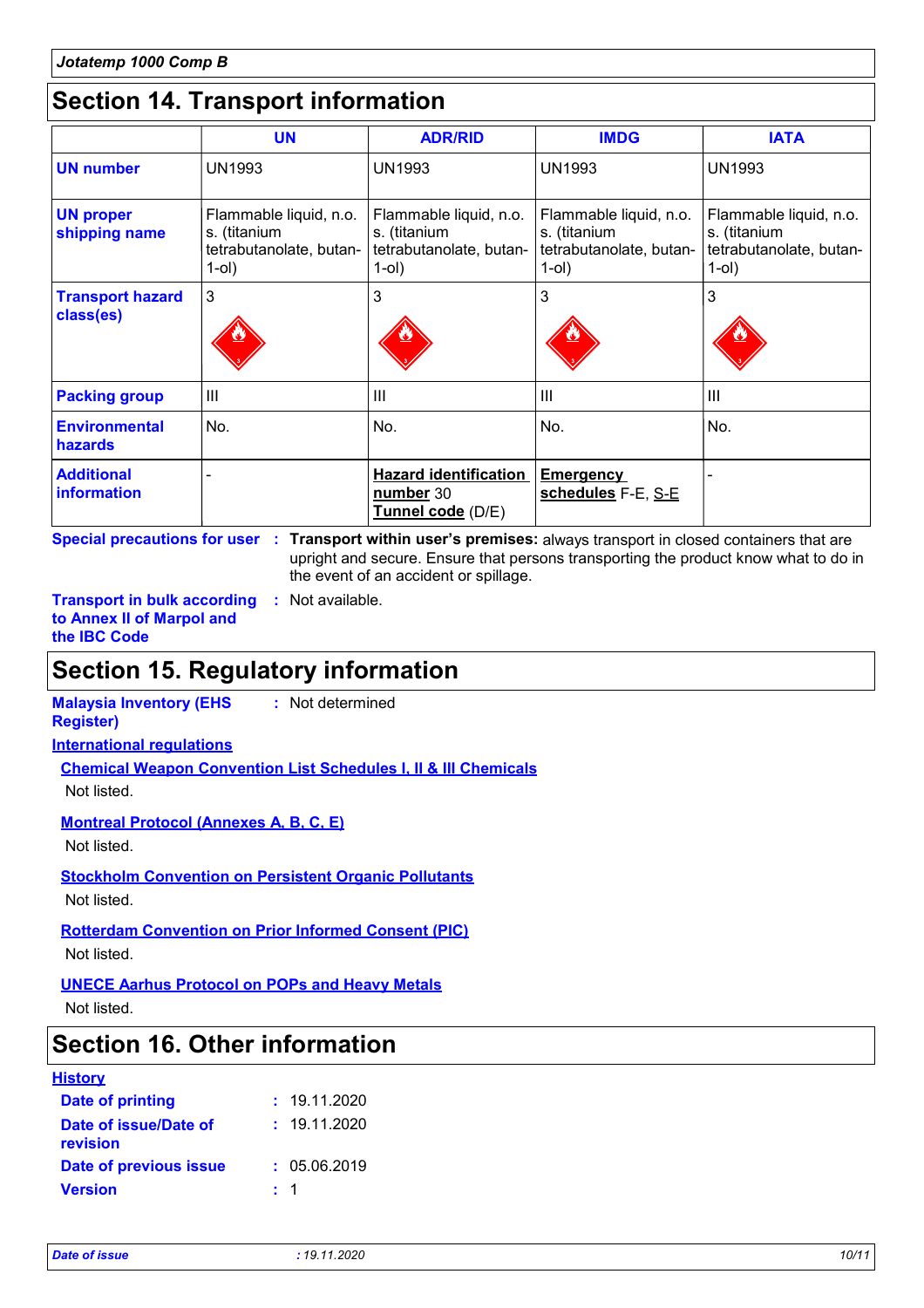## Section 14. Transport information

| | UN | ADR/RID | IMDG | IATA |
|---|---|---|---|---|
| **UN number** | UN1993 | UN1993 | UN1993 | UN1993 |
| **UN proper shipping name** | Flammable liquid, n.o.s. (titanium tetrabutanolate, butan-1-ol) | Flammable liquid, n.o.s. (titanium tetrabutanolate, butan-1-ol) | Flammable liquid, n.o.s. (titanium tetrabutanolate, butan-1-ol) | Flammable liquid, n.o.s. (titanium tetrabutanolate, butan-1-ol) |
| **Transport hazard class(es)** | 3 | 3 | 3 | 3 |
| **Packing group** | III | III | III | III |
| **Environmental hazards** | No. | No. | No. | No. |
| **Additional information** | - | **Hazard identification number** 30 **Tunnel code** (D/E) | **Emergency schedules** F-E, S-E | - |

**Special precautions for user** : **Transport within user's premises:** always transport in closed containers that are upright and secure. Ensure that persons transporting the product know what to do in the event of an accident or spillage.

**Transport in bulk according to Annex II of Marpol and the IBC Code** : Not available.

## Section 15. Regulatory information

**Malaysia Inventory (EHS Register)** : Not determined

**International regulations**

**Chemical Weapon Convention List Schedules I, II & III Chemicals**

Not listed.

**Montreal Protocol (Annexes A, B, C, E)**

Not listed.

**Stockholm Convention on Persistent Organic Pollutants**

Not listed.

**Rotterdam Convention on Prior Informed Consent (PIC)**

Not listed.

**UNECE Aarhus Protocol on POPs and Heavy Metals**

Not listed.

## Section 16. Other information

**History**

**Date of printing** : 19.11.2020

**Date of issue/Date of revision** : 19.11.2020

**Date of previous issue** : 05.06.2019

**Version** : 1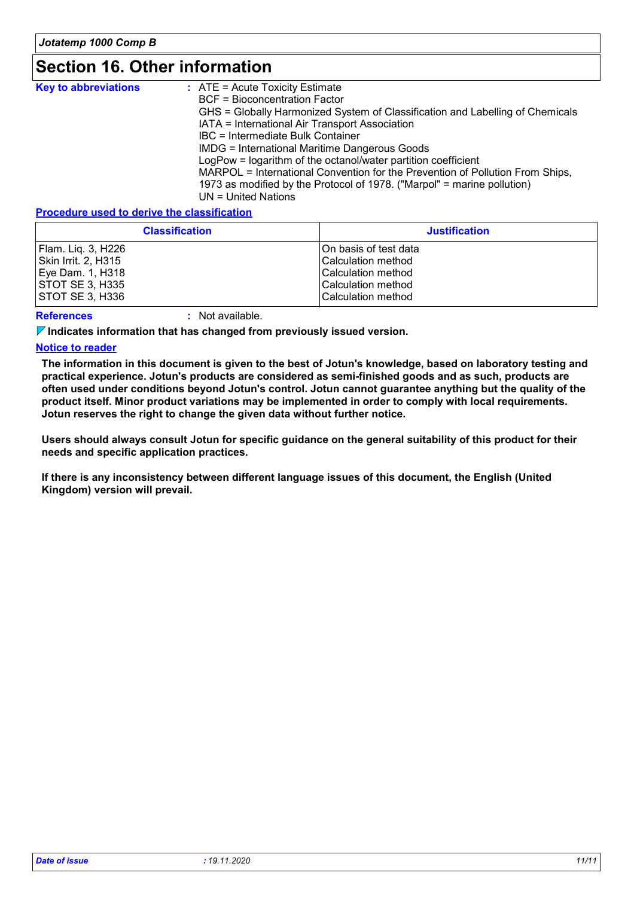# Section 16. Other information

**Key to abbreviations** : ATE = Acute Toxicity Estimate
BCF = Bioconcentration Factor
GHS = Globally Harmonized System of Classification and Labelling of Chemicals
IATA = International Air Transport Association
IBC = Intermediate Bulk Container
IMDG = International Maritime Dangerous Goods
LogPow = logarithm of the octanol/water partition coefficient
MARPOL = International Convention for the Prevention of Pollution From Ships, 1973 as modified by the Protocol of 1978. ("Marpol" = marine pollution)
UN = United Nations

**Procedure used to derive the classification**

| Classification | Justification |
|---|---|
| Flam. Liq. 3, H226 | On basis of test data |
| Skin Irrit. 2, H315 | Calculation method |
| Eye Dam. 1, H318 | Calculation method |
| STOT SE 3, H335 | Calculation method |
| STOT SE 3, H336 | Calculation method |

**References** : Not available.

**Indicates information that has changed from previously issued version.**

**Notice to reader**

**The information in this document is given to the best of Jotun's knowledge, based on laboratory testing and practical experience. Jotun's products are considered as semi-finished goods and as such, products are often used under conditions beyond Jotun's control. Jotun cannot guarantee anything but the quality of the product itself. Minor product variations may be implemented in order to comply with local requirements. Jotun reserves the right to change the given data without further notice.**

**Users should always consult Jotun for specific guidance on the general suitability of this product for their needs and specific application practices.**

**If there is any inconsistency between different language issues of this document, the English (United Kingdom) version will prevail.**